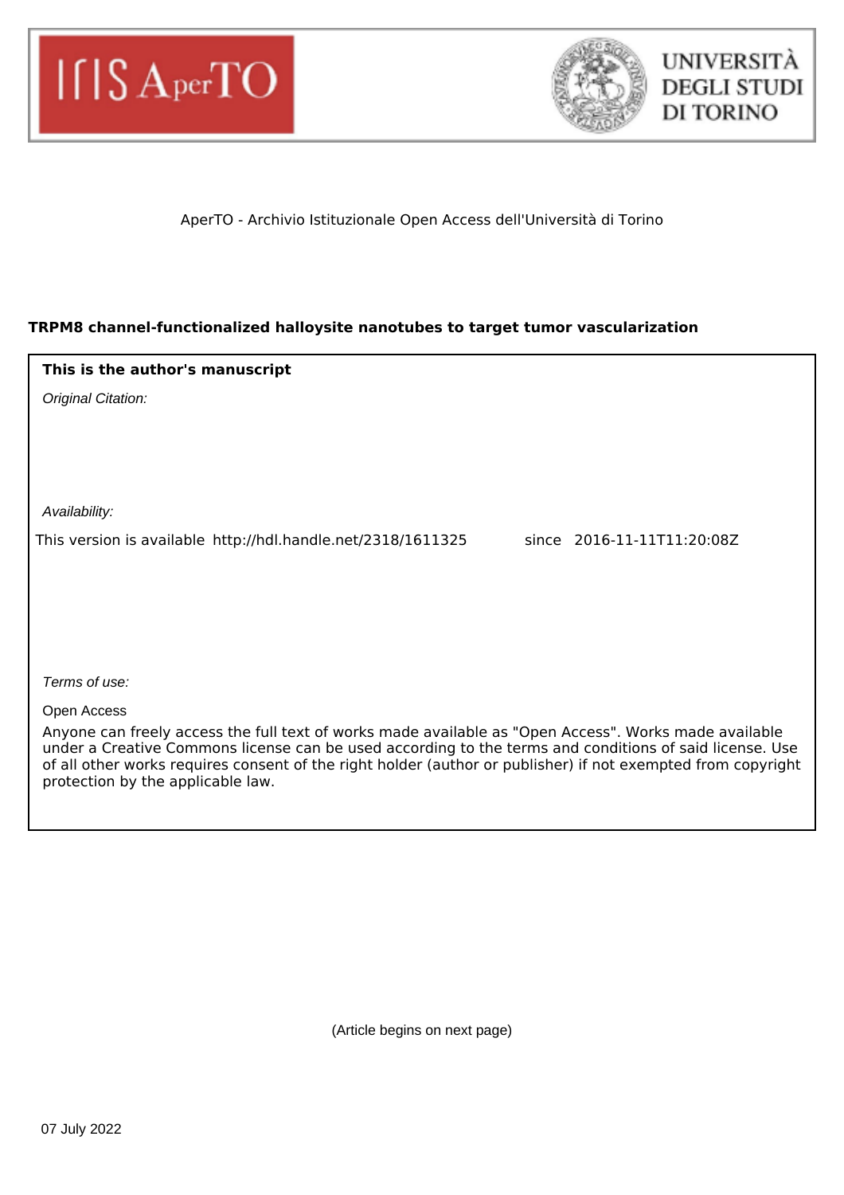AperTO - Archivio Istituzionale Open Access dell'Università di Torino

**TRPM8 channel-functionalized halloysite nanotubes to target tumor vascularization**

**This is the author's manuscript**

*Original Citation:*

*Availability:*

This version is available http://hdl.handle.net/2318/1611325 since 2016-11-11T11:20:08Z

*Terms of use:*

Open Access

Anyone can freely access the full text of works made available as "Open Access". Works made available under a Creative Commons license can be used according to the terms and conditions of said license. Use of all other works requires consent of the right holder (author or publisher) if not exempted from copyright protection by the applicable law.

(Article begins on next page)

07 July 2022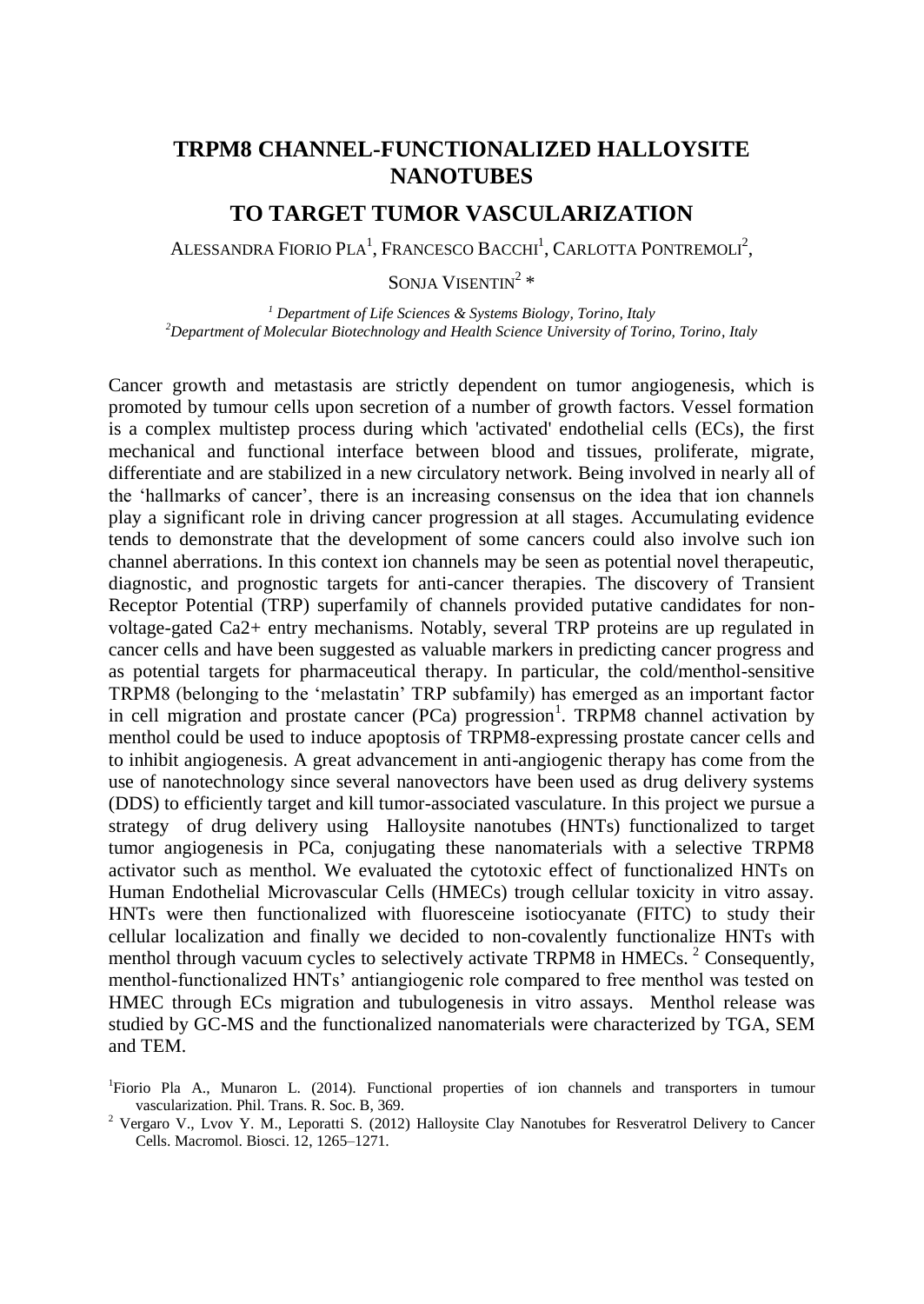# TRPM8 CHANNEL-FUNCTIONALIZED HALLOYSITE NANOTUBES

# TO TARGET TUMOR VASCULARIZATION

Alessandra Fiorio Pla[1], Francesco Bacchi[1], Carlotta Pontremoli[2], Sonja Visentin[2] *

*[1] Department of Life Sciences & Systems Biology, Torino, Italy*
*[2]Department of Molecular Biotechnology and Health Science University of Torino, Torino, Italy*

Cancer growth and metastasis are strictly dependent on tumor angiogenesis, which is promoted by tumour cells upon secretion of a number of growth factors. Vessel formation is a complex multistep process during which 'activated' endothelial cells (ECs), the first mechanical and functional interface between blood and tissues, proliferate, migrate, differentiate and are stabilized in a new circulatory network. Being involved in nearly all of the 'hallmarks of cancer', there is an increasing consensus on the idea that ion channels play a significant role in driving cancer progression at all stages. Accumulating evidence tends to demonstrate that the development of some cancers could also involve such ion channel aberrations. In this context ion channels may be seen as potential novel therapeutic, diagnostic, and prognostic targets for anti-cancer therapies. The discovery of Transient Receptor Potential (TRP) superfamily of channels provided putative candidates for non-voltage-gated $Ca^{2+}$ entry mechanisms. Notably, several TRP proteins are up regulated in cancer cells and have been suggested as valuable markers in predicting cancer progress and as potential targets for pharmaceutical therapy. In particular, the cold/menthol-sensitive TRPM8 (belonging to the 'melastatin' TRP subfamily) has emerged as an important factor in cell migration and prostate cancer (PCa) progression[1]. TRPM8 channel activation by menthol could be used to induce apoptosis of TRPM8-expressing prostate cancer cells and to inhibit angiogenesis. A great advancement in anti-angiogenic therapy has come from the use of nanotechnology since several nanovectors have been used as drug delivery systems (DDS) to efficiently target and kill tumor-associated vasculature. In this project we pursue a strategy of drug delivery using Halloysite nanotubes (HNTs) functionalized to target tumor angiogenesis in PCa, conjugating these nanomaterials with a selective TRPM8 activator such as menthol. We evaluated the cytotoxic effect of functionalized HNTs on Human Endothelial Microvascular Cells (HMECs) trough cellular toxicity in vitro assay. HNTs were then functionalized with fluoresceine isotiocyanate (FITC) to study their cellular localization and finally we decided to non-covalently functionalize HNTs with menthol through vacuum cycles to selectively activate TRPM8 in HMECs. [2] Consequently, menthol-functionalized HNTs' antiangiogenic role compared to free menthol was tested on HMEC through ECs migration and tubulogenesis in vitro assays. Menthol release was studied by GC-MS and the functionalized nanomaterials were characterized by TGA, SEM and TEM.

[1]Fiorio Pla A., Munaron L. (2014). Functional properties of ion channels and transporters in tumour vascularization. Phil. Trans. R. Soc. B, 369.

[2] Vergaro V., Lvov Y. M., Leporatti S. (2012) Halloysite Clay Nanotubes for Resveratrol Delivery to Cancer Cells. Macromol. Biosci. 12, 1265–1271.